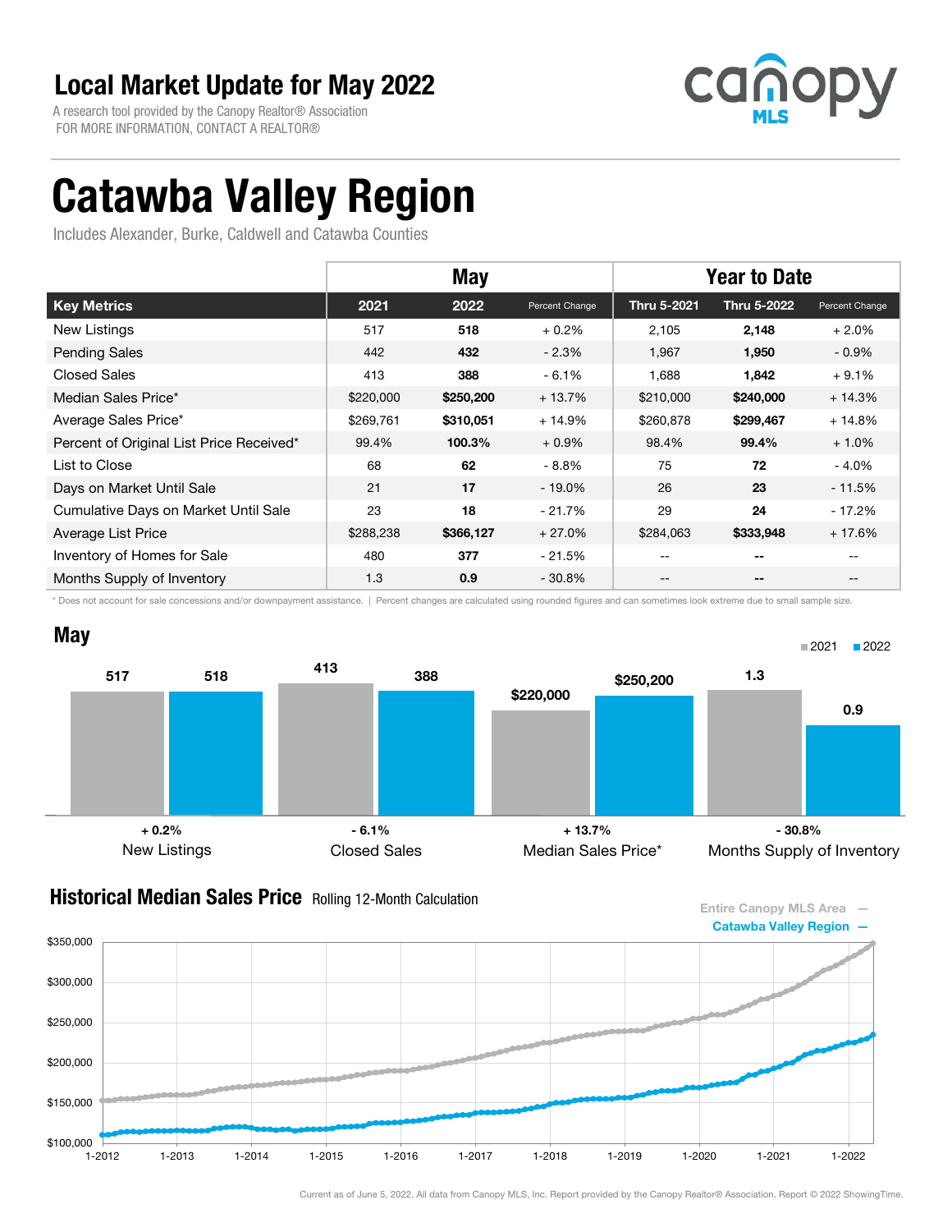# Local Market Update for May 2022

A research tool provided by the Canopy Realtor® Association
FOR MORE INFORMATION, CONTACT A REALTOR®

canopy MLS

# Catawba Valley Region

Includes Alexander, Burke, Caldwell and Catawba Counties

| | May | | | Year to Date | | |
|---|---|---|---|---|---|---|
| **Key Metrics** | **2021** | **2022** | **Percent Change** | **Thru 5-2021** | **Thru 5-2022** | **Percent Change** |
| New Listings | 517 | **518** | + 0.2% | 2,105 | **2,148** | + 2.0% |
| Pending Sales | 442 | **432** | - 2.3% | 1,967 | **1,950** | - 0.9% |
| Closed Sales | 413 | **388** | - 6.1% | 1,688 | **1,842** | + 9.1% |
| Median Sales Price* | $220,000 | **$250,200** | + 13.7% | $210,000 | **$240,000** | + 14.3% |
| Average Sales Price* | $269,761 | **$310,051** | + 14.9% | $260,878 | **$299,467** | + 14.8% |
| Percent of Original List Price Received* | 99.4% | **100.3%** | + 0.9% | 98.4% | **99.4%** | + 1.0% |
| List to Close | 68 | **62** | - 8.8% | 75 | **72** | - 4.0% |
| Days on Market Until Sale | 21 | **17** | - 19.0% | 26 | **23** | - 11.5% |
| Cumulative Days on Market Until Sale | 23 | **18** | - 21.7% | 29 | **24** | - 17.2% |
| Average List Price | $288,238 | **$366,127** | + 27.0% | $284,063 | **$333,948** | + 17.6% |
| Inventory of Homes for Sale | 480 | **377** | - 21.5% | -- | **--** | -- |
| Months Supply of Inventory | 1.3 | **0.9** | - 30.8% | -- | **--** | -- |

\* Does not account for sale concessions and/or downpayment assistance. | Percent changes are calculated using rounded figures and can sometimes look extreme due to small sample size.

## May

| | 2021 | 2022 | Change |
|---|---|---|---|
| New Listings | 517 | 518 | + 0.2% |
| Closed Sales | 413 | 388 | - 6.1% |
| Median Sales Price* | $220,000 | $250,200 | + 13.7% |
| Months Supply of Inventory | 1.3 | 0.9 | - 30.8% |

## Historical Median Sales Price Rolling 12-Month Calculation

Entire Canopy MLS Area —
Catawba Valley Region —

Current as of June 5, 2022. All data from Canopy MLS, Inc. Report provided by the Canopy Realtor® Association. Report © 2022 ShowingTime.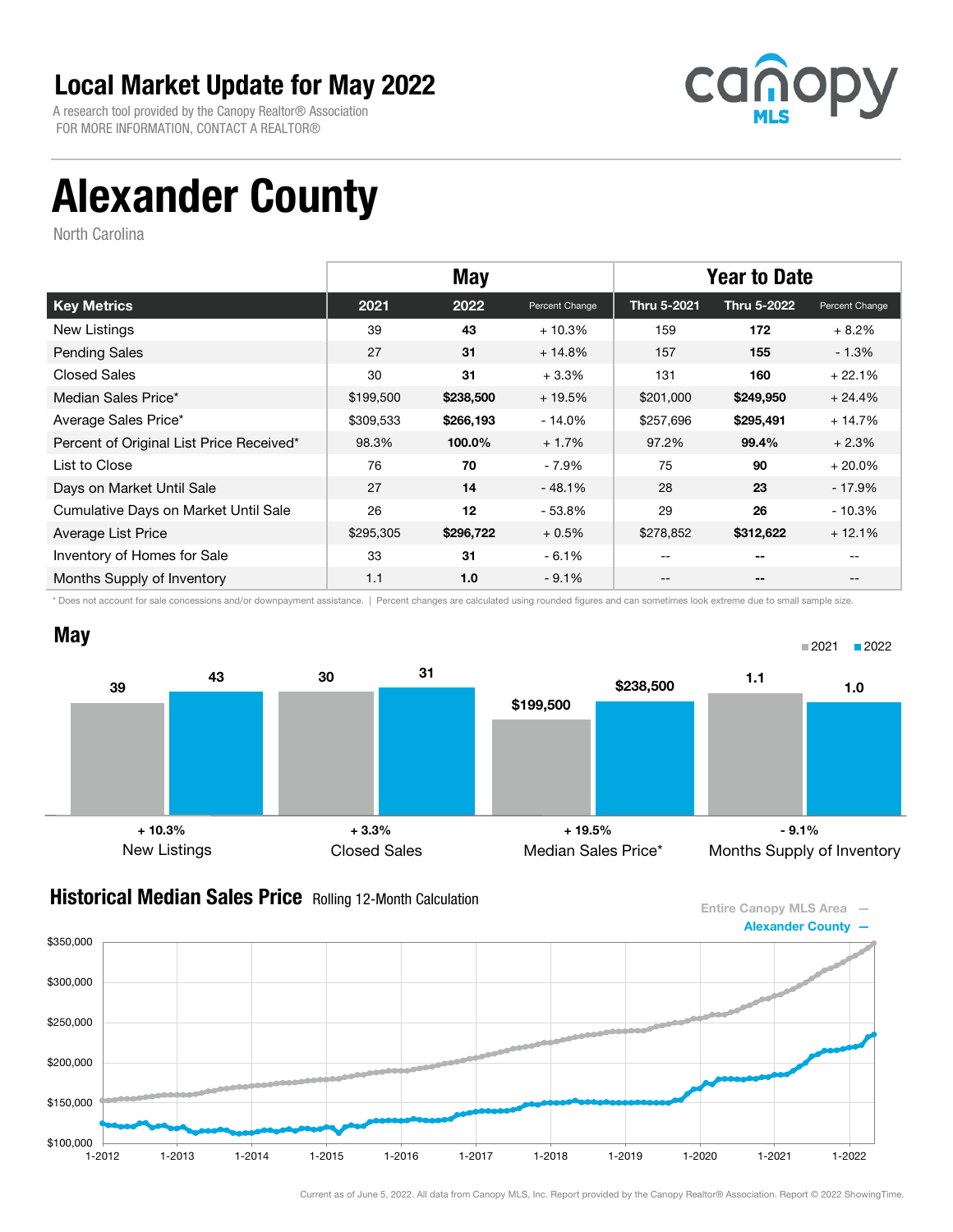# Local Market Update for May 2022

A research tool provided by the Canopy Realtor® Association
FOR MORE INFORMATION, CONTACT A REALTOR®

# Alexander County

North Carolina

| | May | | | Year to Date | | |
|---|---|---|---|---|---|---|
| **Key Metrics** | **2021** | **2022** | **Percent Change** | **Thru 5-2021** | **Thru 5-2022** | **Percent Change** |
| New Listings | 39 | **43** | + 10.3% | 159 | **172** | + 8.2% |
| Pending Sales | 27 | **31** | + 14.8% | 157 | **155** | - 1.3% |
| Closed Sales | 30 | **31** | + 3.3% | 131 | **160** | + 22.1% |
| Median Sales Price* | $199,500 | **$238,500** | + 19.5% | $201,000 | **$249,950** | + 24.4% |
| Average Sales Price* | $309,533 | **$266,193** | - 14.0% | $257,696 | **$295,491** | + 14.7% |
| Percent of Original List Price Received* | 98.3% | **100.0%** | + 1.7% | 97.2% | **99.4%** | + 2.3% |
| List to Close | 76 | **70** | - 7.9% | 75 | **90** | + 20.0% |
| Days on Market Until Sale | 27 | **14** | - 48.1% | 28 | **23** | - 17.9% |
| Cumulative Days on Market Until Sale | 26 | **12** | - 53.8% | 29 | **26** | - 10.3% |
| Average List Price | $295,305 | **$296,722** | + 0.5% | $278,852 | **$312,622** | + 12.1% |
| Inventory of Homes for Sale | 33 | **31** | - 6.1% | -- | -- | -- |
| Months Supply of Inventory | 1.1 | **1.0** | - 9.1% | -- | -- | -- |

\* Does not account for sale concessions and/or downpayment assistance. | Percent changes are calculated using rounded figures and can sometimes look extreme due to small sample size.

## May

| | 2021 | 2022 | Change |
|---|---|---|---|
| New Listings | 39 | 43 | + 10.3% |
| Closed Sales | 30 | 31 | + 3.3% |
| Median Sales Price* | $199,500 | $238,500 | + 19.5% |
| Months Supply of Inventory | 1.1 | 1.0 | - 9.1% |

## Historical Median Sales Price Rolling 12-Month Calculation

Entire Canopy MLS Area —
Alexander County —

Current as of June 5, 2022. All data from Canopy MLS, Inc. Report provided by the Canopy Realtor® Association. Report © 2022 ShowingTime.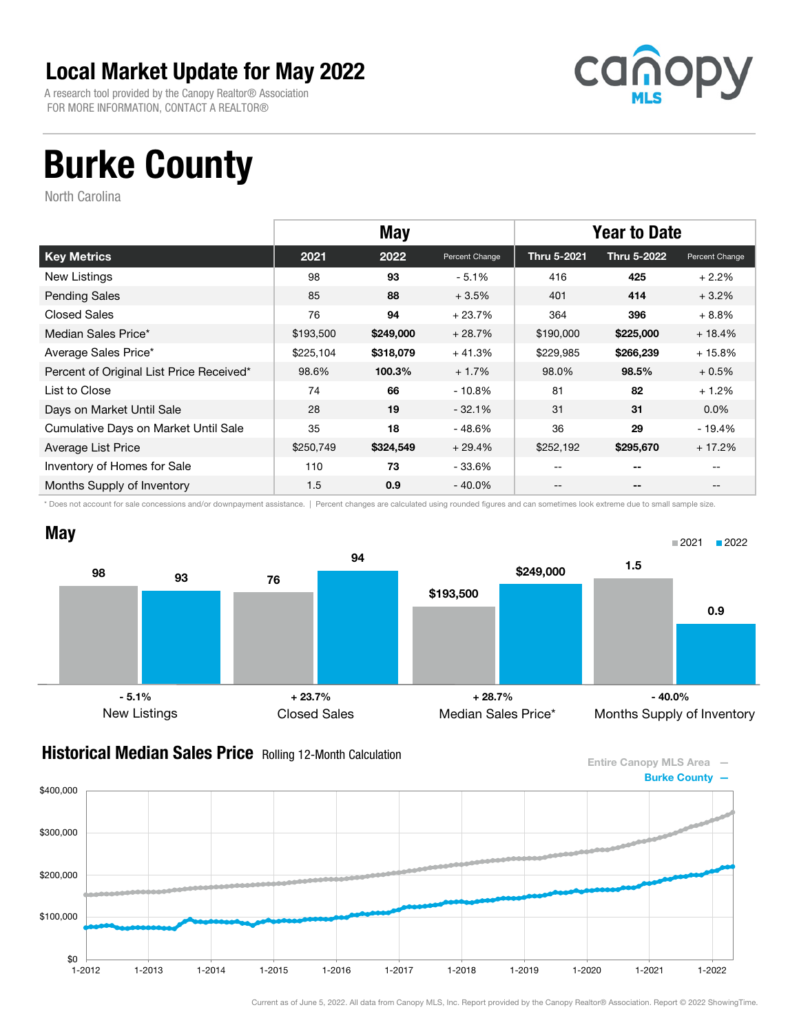# Local Market Update for May 2022

A research tool provided by the Canopy Realtor® Association
FOR MORE INFORMATION, CONTACT A REALTOR®

# Burke County

North Carolina

| Key Metrics | May 2021 | May 2022 | Percent Change | Year to Date Thru 5-2021 | Year to Date Thru 5-2022 | Percent Change |
|---|---|---|---|---|---|---|
| New Listings | 98 | **93** | - 5.1% | 416 | **425** | + 2.2% |
| Pending Sales | 85 | **88** | + 3.5% | 401 | **414** | + 3.2% |
| Closed Sales | 76 | **94** | + 23.7% | 364 | **396** | + 8.8% |
| Median Sales Price* | $193,500 | **$249,000** | + 28.7% | $190,000 | **$225,000** | + 18.4% |
| Average Sales Price* | $225,104 | **$318,079** | + 41.3% | $229,985 | **$266,239** | + 15.8% |
| Percent of Original List Price Received* | 98.6% | **100.3%** | + 1.7% | 98.0% | **98.5%** | + 0.5% |
| List to Close | 74 | **66** | - 10.8% | 81 | **82** | + 1.2% |
| Days on Market Until Sale | 28 | **19** | - 32.1% | 31 | **31** | 0.0% |
| Cumulative Days on Market Until Sale | 35 | **18** | - 48.6% | 36 | **29** | - 19.4% |
| Average List Price | $250,749 | **$324,549** | + 29.4% | $252,192 | **$295,670** | + 17.2% |
| Inventory of Homes for Sale | 110 | **73** | - 33.6% | -- | -- | -- |
| Months Supply of Inventory | 1.5 | **0.9** | - 40.0% | -- | -- | -- |

\* Does not account for sale concessions and/or downpayment assistance. | Percent changes are calculated using rounded figures and can sometimes look extreme due to small sample size.

## May

| | 2021 | 2022 | Change |
|---|---|---|---|
| New Listings | 98 | 93 | - 5.1% |
| Closed Sales | 76 | 94 | + 23.7% |
| Median Sales Price* | $193,500 | $249,000 | + 28.7% |
| Months Supply of Inventory | 1.5 | 0.9 | - 40.0% |

## Historical Median Sales Price

Rolling 12-Month Calculation

Entire Canopy MLS Area —
Burke County —

Current as of June 5, 2022. All data from Canopy MLS, Inc. Report provided by the Canopy Realtor® Association. Report © 2022 ShowingTime.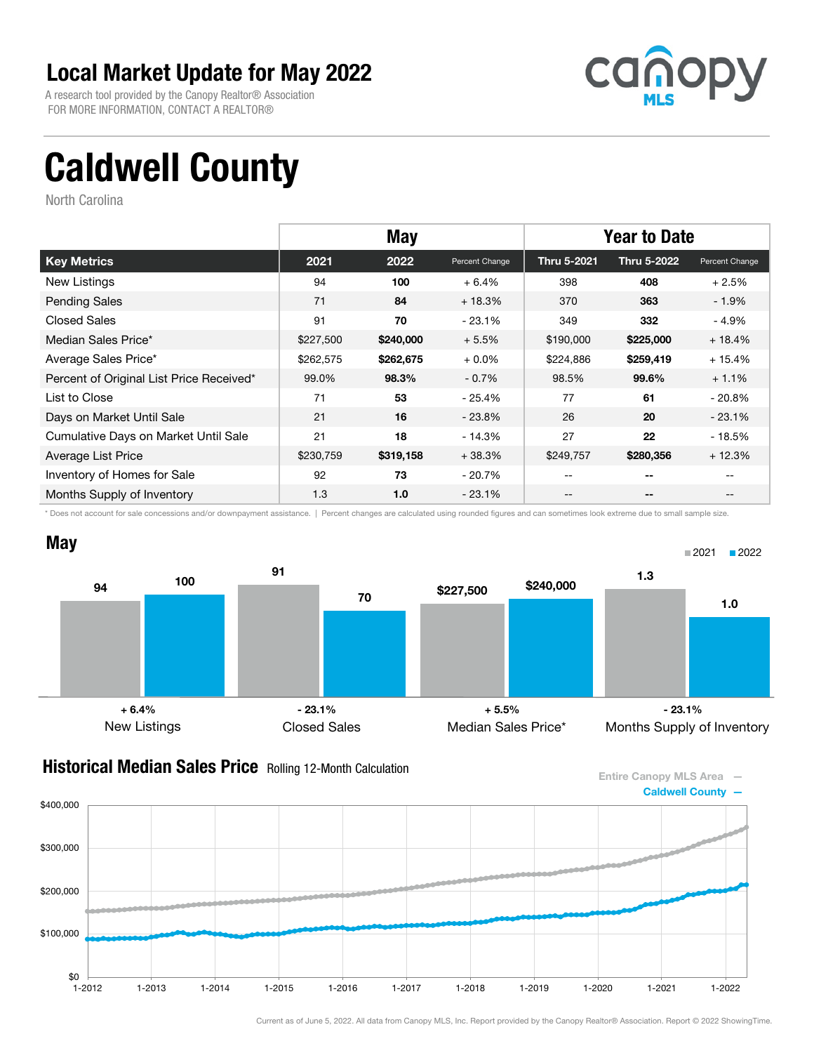# Local Market Update for May 2022

A research tool provided by the Canopy Realtor® Association
FOR MORE INFORMATION, CONTACT A REALTOR®

canopy MLS

# Caldwell County

North Carolina

| Key Metrics | May 2021 | May 2022 | Percent Change | Thru 5-2021 | Thru 5-2022 | Percent Change |
|---|---|---|---|---|---|---|
| New Listings | 94 | **100** | + 6.4% | 398 | **408** | + 2.5% |
| Pending Sales | 71 | **84** | + 18.3% | 370 | **363** | - 1.9% |
| Closed Sales | 91 | **70** | - 23.1% | 349 | **332** | - 4.9% |
| Median Sales Price* | $227,500 | **$240,000** | + 5.5% | $190,000 | **$225,000** | + 18.4% |
| Average Sales Price* | $262,575 | **$262,675** | + 0.0% | $224,886 | **$259,419** | + 15.4% |
| Percent of Original List Price Received* | 99.0% | **98.3%** | - 0.7% | 98.5% | **99.6%** | + 1.1% |
| List to Close | 71 | **53** | - 25.4% | 77 | **61** | - 20.8% |
| Days on Market Until Sale | 21 | **16** | - 23.8% | 26 | **20** | - 23.1% |
| Cumulative Days on Market Until Sale | 21 | **18** | - 14.3% | 27 | **22** | - 18.5% |
| Average List Price | $230,759 | **$319,158** | + 38.3% | $249,757 | **$280,356** | + 12.3% |
| Inventory of Homes for Sale | 92 | **73** | - 20.7% | -- | **--** | -- |
| Months Supply of Inventory | 1.3 | **1.0** | - 23.1% | -- | **--** | -- |

\* Does not account for sale concessions and/or downpayment assistance. | Percent changes are calculated using rounded figures and can sometimes look extreme due to small sample size.

## May

| | 2021 | 2022 | Change |
|---|---|---|---|
| New Listings | 94 | 100 | + 6.4% |
| Closed Sales | 91 | 70 | - 23.1% |
| Median Sales Price* | $227,500 | $240,000 | + 5.5% |
| Months Supply of Inventory | 1.3 | 1.0 | - 23.1% |

## Historical Median Sales Price Rolling 12-Month Calculation

Entire Canopy MLS Area —
Caldwell County —

Current as of June 5, 2022. All data from Canopy MLS, Inc. Report provided by the Canopy Realtor® Association. Report © 2022 ShowingTime.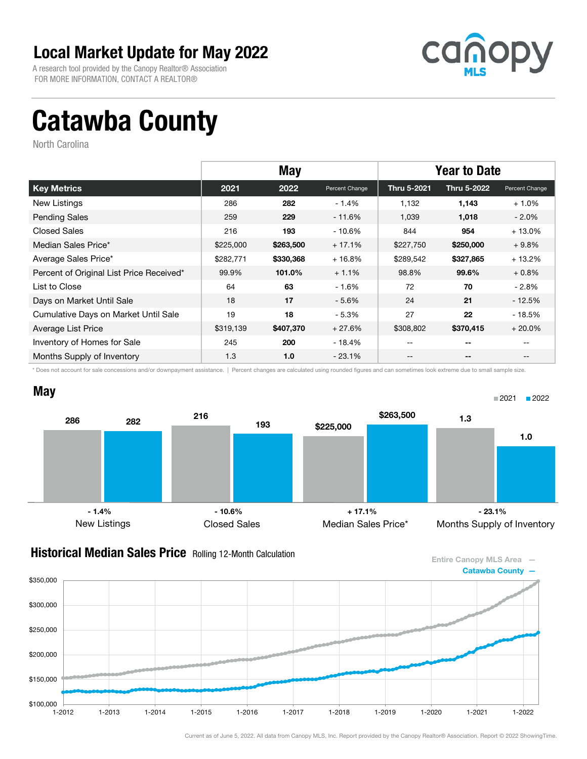# Local Market Update for May 2022

A research tool provided by the Canopy Realtor® Association
FOR MORE INFORMATION, CONTACT A REALTOR®

canopy MLS

# Catawba County

North Carolina

| | May | | | Year to Date | | |
|---|---|---|---|---|---|---|
| **Key Metrics** | **2021** | **2022** | **Percent Change** | **Thru 5-2021** | **Thru 5-2022** | **Percent Change** |
| New Listings | 286 | **282** | - 1.4% | 1,132 | **1,143** | + 1.0% |
| Pending Sales | 259 | **229** | - 11.6% | 1,039 | **1,018** | - 2.0% |
| Closed Sales | 216 | **193** | - 10.6% | 844 | **954** | + 13.0% |
| Median Sales Price* | $225,000 | **$263,500** | + 17.1% | $227,750 | **$250,000** | + 9.8% |
| Average Sales Price* | $282,771 | **$330,368** | + 16.8% | $289,542 | **$327,865** | + 13.2% |
| Percent of Original List Price Received* | 99.9% | **101.0%** | + 1.1% | 98.8% | **99.6%** | + 0.8% |
| List to Close | 64 | **63** | - 1.6% | 72 | **70** | - 2.8% |
| Days on Market Until Sale | 18 | **17** | - 5.6% | 24 | **21** | - 12.5% |
| Cumulative Days on Market Until Sale | 19 | **18** | - 5.3% | 27 | **22** | - 18.5% |
| Average List Price | $319,139 | **$407,370** | + 27.6% | $308,802 | **$370,415** | + 20.0% |
| Inventory of Homes for Sale | 245 | **200** | - 18.4% | -- | **--** | -- |
| Months Supply of Inventory | 1.3 | **1.0** | - 23.1% | -- | **--** | -- |

\* Does not account for sale concessions and/or downpayment assistance. | Percent changes are calculated using rounded figures and can sometimes look extreme due to small sample size.

## May

| | 2021 | 2022 | Change |
|---|---|---|---|
| New Listings | 286 | 282 | - 1.4% |
| Closed Sales | 216 | 193 | - 10.6% |
| Median Sales Price* | $225,000 | $263,500 | + 17.1% |
| Months Supply of Inventory | 1.3 | 1.0 | - 23.1% |

## Historical Median Sales Price

Rolling 12-Month Calculation

Entire Canopy MLS Area —
Catawba County —

Current as of June 5, 2022. All data from Canopy MLS, Inc. Report provided by the Canopy Realtor® Association. Report © 2022 ShowingTime.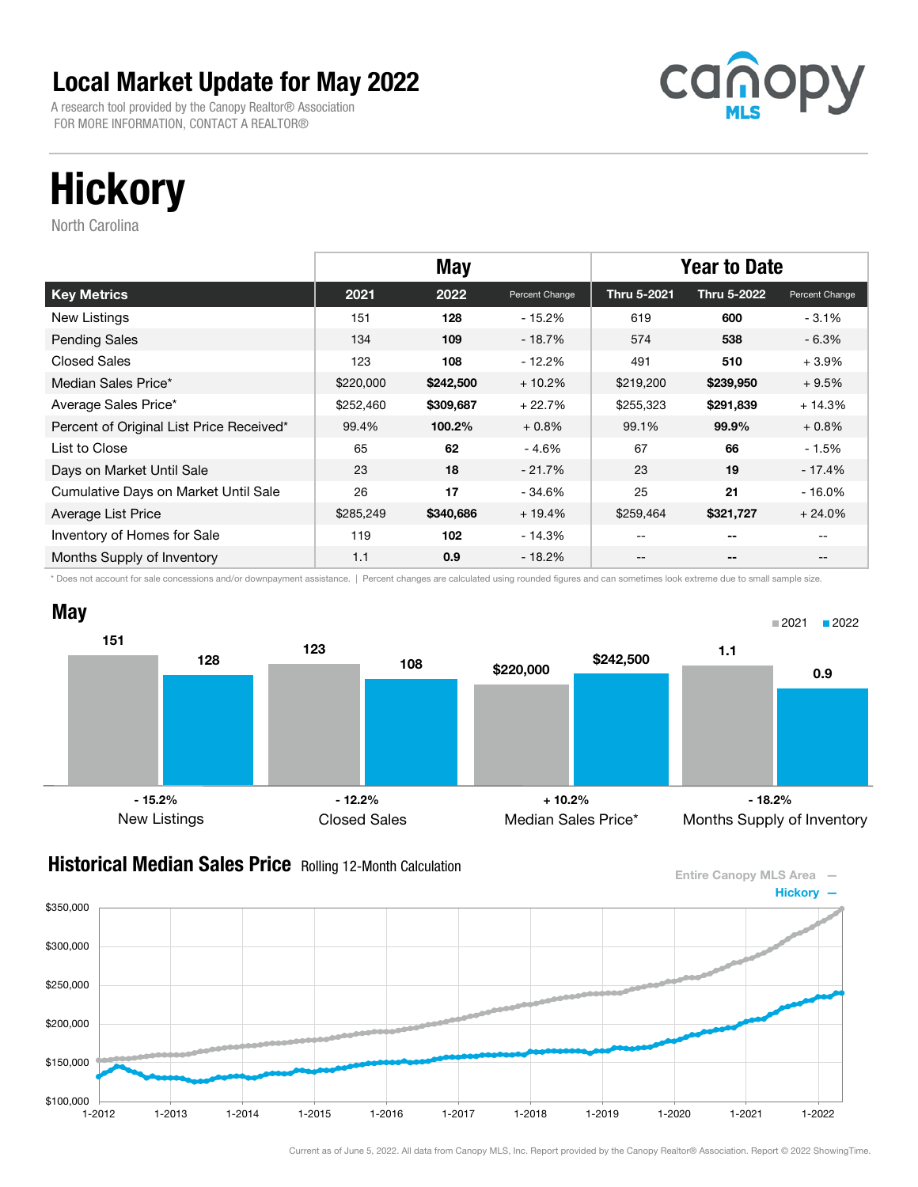# Local Market Update for May 2022

A research tool provided by the Canopy Realtor® Association
FOR MORE INFORMATION, CONTACT A REALTOR®

canopy MLS

# Hickory

North Carolina

| | May | | | Year to Date | | |
|---|---|---|---|---|---|---|
| **Key Metrics** | **2021** | **2022** | **Percent Change** | **Thru 5-2021** | **Thru 5-2022** | **Percent Change** |
| New Listings | 151 | **128** | - 15.2% | 619 | **600** | - 3.1% |
| Pending Sales | 134 | **109** | - 18.7% | 574 | **538** | - 6.3% |
| Closed Sales | 123 | **108** | - 12.2% | 491 | **510** | + 3.9% |
| Median Sales Price* | $220,000 | **$242,500** | + 10.2% | $219,200 | **$239,950** | + 9.5% |
| Average Sales Price* | $252,460 | **$309,687** | + 22.7% | $255,323 | **$291,839** | + 14.3% |
| Percent of Original List Price Received* | 99.4% | **100.2%** | + 0.8% | 99.1% | **99.9%** | + 0.8% |
| List to Close | 65 | **62** | - 4.6% | 67 | **66** | - 1.5% |
| Days on Market Until Sale | 23 | **18** | - 21.7% | 23 | **19** | - 17.4% |
| Cumulative Days on Market Until Sale | 26 | **17** | - 34.6% | 25 | **21** | - 16.0% |
| Average List Price | $285,249 | **$340,686** | + 19.4% | $259,464 | **$321,727** | + 24.0% |
| Inventory of Homes for Sale | 119 | **102** | - 14.3% | -- | **--** | -- |
| Months Supply of Inventory | 1.1 | **0.9** | - 18.2% | -- | **--** | -- |

\* Does not account for sale concessions and/or downpayment assistance. | Percent changes are calculated using rounded figures and can sometimes look extreme due to small sample size.

## May

■2021 ■2022

| | 2021 | 2022 | Change |
|---|---|---|---|
| New Listings | 151 | 128 | - 15.2% |
| Closed Sales | 123 | 108 | - 12.2% |
| Median Sales Price* | $220,000 | $242,500 | + 10.2% |
| Months Supply of Inventory | 1.1 | 0.9 | - 18.2% |

## Historical Median Sales Price Rolling 12-Month Calculation

Entire Canopy MLS Area —
Hickory —

Current as of June 5, 2022. All data from Canopy MLS, Inc. Report provided by the Canopy Realtor® Association. Report © 2022 ShowingTime.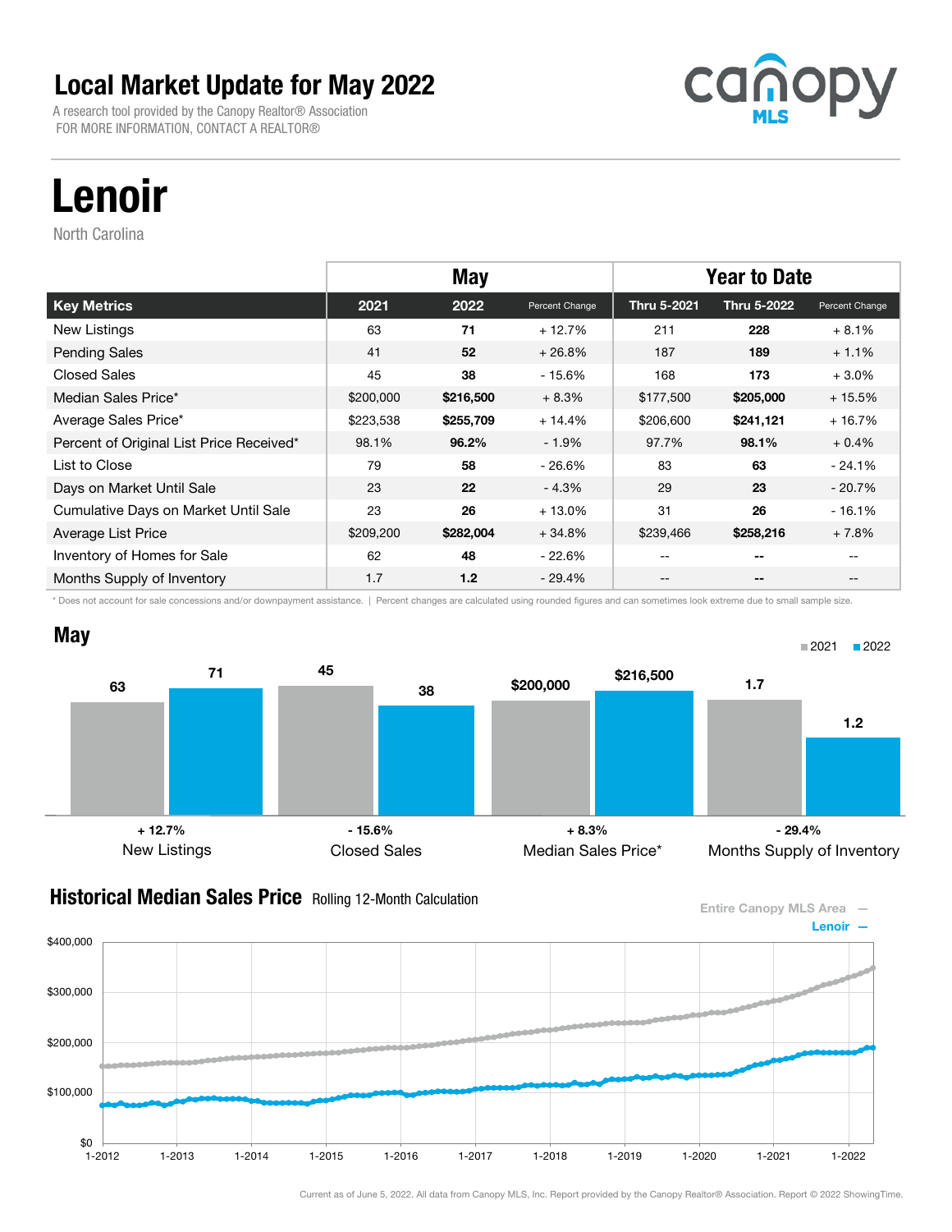# Local Market Update for May 2022

A research tool provided by the Canopy Realtor® Association
FOR MORE INFORMATION, CONTACT A REALTOR®

# Lenoir

North Carolina

| | May | | | Year to Date | | |
|---|---|---|---|---|---|---|
| **Key Metrics** | **2021** | **2022** | **Percent Change** | **Thru 5-2021** | **Thru 5-2022** | **Percent Change** |
| New Listings | 63 | **71** | + 12.7% | 211 | **228** | + 8.1% |
| Pending Sales | 41 | **52** | + 26.8% | 187 | **189** | + 1.1% |
| Closed Sales | 45 | **38** | - 15.6% | 168 | **173** | + 3.0% |
| Median Sales Price* | $200,000 | **$216,500** | + 8.3% | $177,500 | **$205,000** | + 15.5% |
| Average Sales Price* | $223,538 | **$255,709** | + 14.4% | $206,600 | **$241,121** | + 16.7% |
| Percent of Original List Price Received* | 98.1% | **96.2%** | - 1.9% | 97.7% | **98.1%** | + 0.4% |
| List to Close | 79 | **58** | - 26.6% | 83 | **63** | - 24.1% |
| Days on Market Until Sale | 23 | **22** | - 4.3% | 29 | **23** | - 20.7% |
| Cumulative Days on Market Until Sale | 23 | **26** | + 13.0% | 31 | **26** | - 16.1% |
| Average List Price | $209,200 | **$282,004** | + 34.8% | $239,466 | **$258,216** | + 7.8% |
| Inventory of Homes for Sale | 62 | **48** | - 22.6% | -- | **--** | -- |
| Months Supply of Inventory | 1.7 | **1.2** | - 29.4% | -- | **--** | -- |

\* Does not account for sale concessions and/or downpayment assistance. | Percent changes are calculated using rounded figures and can sometimes look extreme due to small sample size.

## May

| | 2021 | 2022 | Change |
|---|---|---|---|
| New Listings | 63 | 71 | + 12.7% |
| Closed Sales | 45 | 38 | - 15.6% |
| Median Sales Price* | $200,000 | $216,500 | + 8.3% |
| Months Supply of Inventory | 1.7 | 1.2 | - 29.4% |

## Historical Median Sales Price Rolling 12-Month Calculation

Entire Canopy MLS Area —
Lenoir —

Current as of June 5, 2022. All data from Canopy MLS, Inc. Report provided by the Canopy Realtor® Association. Report © 2022 ShowingTime.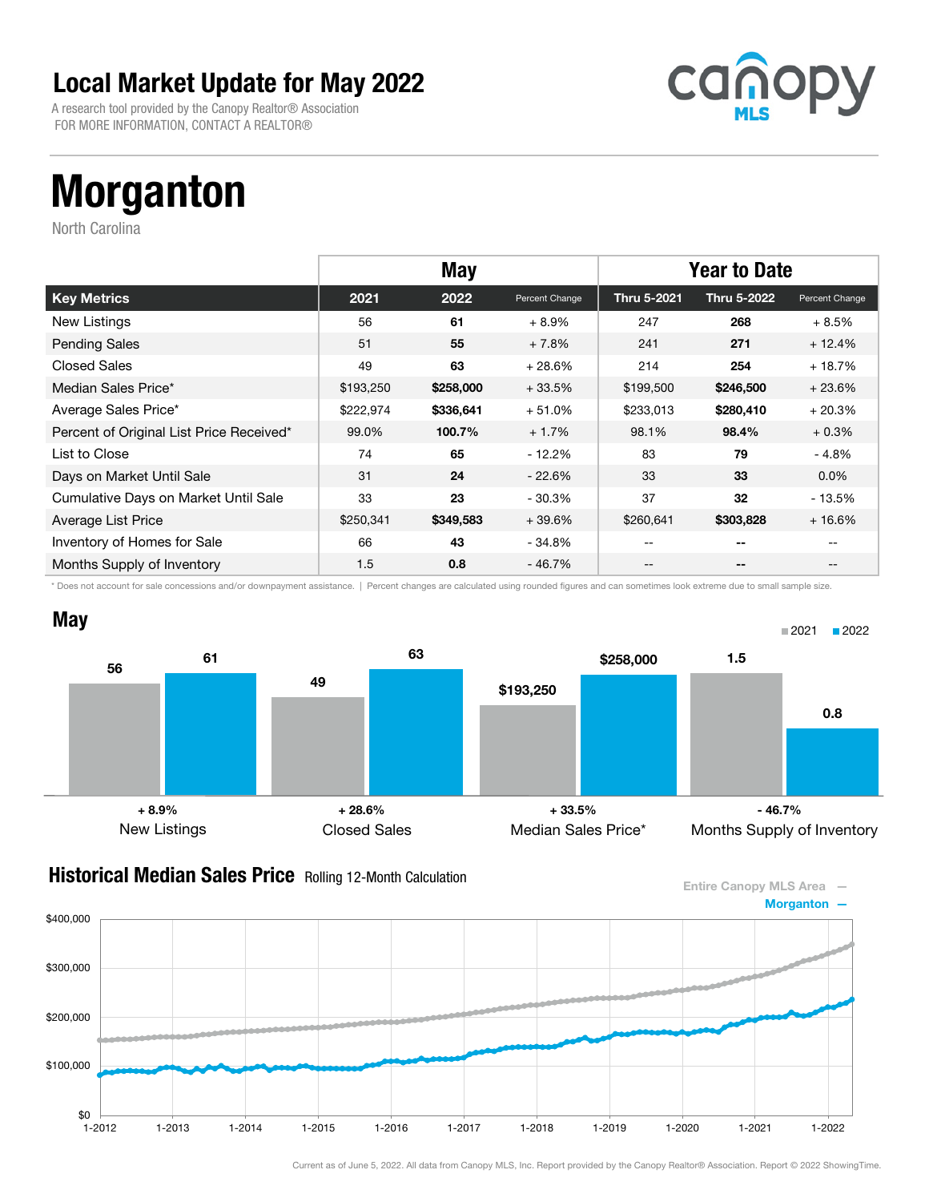# Local Market Update for May 2022

A research tool provided by the Canopy Realtor® Association
FOR MORE INFORMATION, CONTACT A REALTOR®

canopy MLS

# Morganton

North Carolina

| | May | | | Year to Date | | |
|---|---|---|---|---|---|---|
| **Key Metrics** | **2021** | **2022** | **Percent Change** | **Thru 5-2021** | **Thru 5-2022** | **Percent Change** |
| New Listings | 56 | **61** | + 8.9% | 247 | **268** | + 8.5% |
| Pending Sales | 51 | **55** | + 7.8% | 241 | **271** | + 12.4% |
| Closed Sales | 49 | **63** | + 28.6% | 214 | **254** | + 18.7% |
| Median Sales Price* | $193,250 | **$258,000** | + 33.5% | $199,500 | **$246,500** | + 23.6% |
| Average Sales Price* | $222,974 | **$336,641** | + 51.0% | $233,013 | **$280,410** | + 20.3% |
| Percent of Original List Price Received* | 99.0% | **100.7%** | + 1.7% | 98.1% | **98.4%** | + 0.3% |
| List to Close | 74 | **65** | - 12.2% | 83 | **79** | - 4.8% |
| Days on Market Until Sale | 31 | **24** | - 22.6% | 33 | **33** | 0.0% |
| Cumulative Days on Market Until Sale | 33 | **23** | - 30.3% | 37 | **32** | - 13.5% |
| Average List Price | $250,341 | **$349,583** | + 39.6% | $260,641 | **$303,828** | + 16.6% |
| Inventory of Homes for Sale | 66 | **43** | - 34.8% | -- | **--** | -- |
| Months Supply of Inventory | 1.5 | **0.8** | - 46.7% | -- | **--** | -- |

\* Does not account for sale concessions and/or downpayment assistance. | Percent changes are calculated using rounded figures and can sometimes look extreme due to small sample size.

## May

| | 2021 | 2022 | Change |
|---|---|---|---|
| New Listings | 56 | 61 | + 8.9% |
| Closed Sales | 49 | 63 | + 28.6% |
| Median Sales Price* | $193,250 | $258,000 | + 33.5% |
| Months Supply of Inventory | 1.5 | 0.8 | - 46.7% |

## Historical Median Sales Price
Rolling 12-Month Calculation

Entire Canopy MLS Area —
Morganton —

Current as of June 5, 2022. All data from Canopy MLS, Inc. Report provided by the Canopy Realtor® Association. Report © 2022 ShowingTime.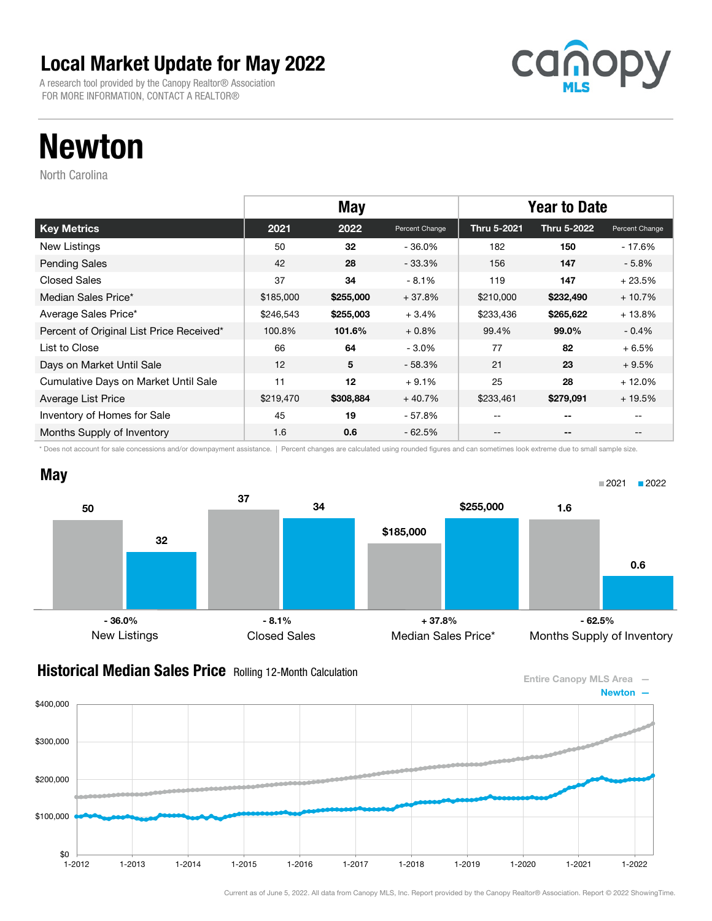# Local Market Update for May 2022

A research tool provided by the Canopy Realtor® Association
FOR MORE INFORMATION, CONTACT A REALTOR®

canopy MLS

# Newton

North Carolina

| | May | | | Year to Date | | |
|---|---|---|---|---|---|---|
| **Key Metrics** | **2021** | **2022** | **Percent Change** | **Thru 5-2021** | **Thru 5-2022** | **Percent Change** |
| New Listings | 50 | **32** | - 36.0% | 182 | **150** | - 17.6% |
| Pending Sales | 42 | **28** | - 33.3% | 156 | **147** | - 5.8% |
| Closed Sales | 37 | **34** | - 8.1% | 119 | **147** | + 23.5% |
| Median Sales Price* | $185,000 | **$255,000** | + 37.8% | $210,000 | **$232,490** | + 10.7% |
| Average Sales Price* | $246,543 | **$255,003** | + 3.4% | $233,436 | **$265,622** | + 13.8% |
| Percent of Original List Price Received* | 100.8% | **101.6%** | + 0.8% | 99.4% | **99.0%** | - 0.4% |
| List to Close | 66 | **64** | - 3.0% | 77 | **82** | + 6.5% |
| Days on Market Until Sale | 12 | **5** | - 58.3% | 21 | **23** | + 9.5% |
| Cumulative Days on Market Until Sale | 11 | **12** | + 9.1% | 25 | **28** | + 12.0% |
| Average List Price | $219,470 | **$308,884** | + 40.7% | $233,461 | **$279,091** | + 19.5% |
| Inventory of Homes for Sale | 45 | **19** | - 57.8% | -- | **--** | -- |
| Months Supply of Inventory | 1.6 | **0.6** | - 62.5% | -- | **--** | -- |

\* Does not account for sale concessions and/or downpayment assistance. | Percent changes are calculated using rounded figures and can sometimes look extreme due to small sample size.

## May

| | 2021 | 2022 | Change |
|---|---|---|---|
| New Listings | 50 | 32 | - 36.0% |
| Closed Sales | 37 | 34 | - 8.1% |
| Median Sales Price* | $185,000 | $255,000 | + 37.8% |
| Months Supply of Inventory | 1.6 | 0.6 | - 62.5% |

## Historical Median Sales Price Rolling 12-Month Calculation

Entire Canopy MLS Area —
Newton —

Current as of June 5, 2022. All data from Canopy MLS, Inc. Report provided by the Canopy Realtor® Association. Report © 2022 ShowingTime.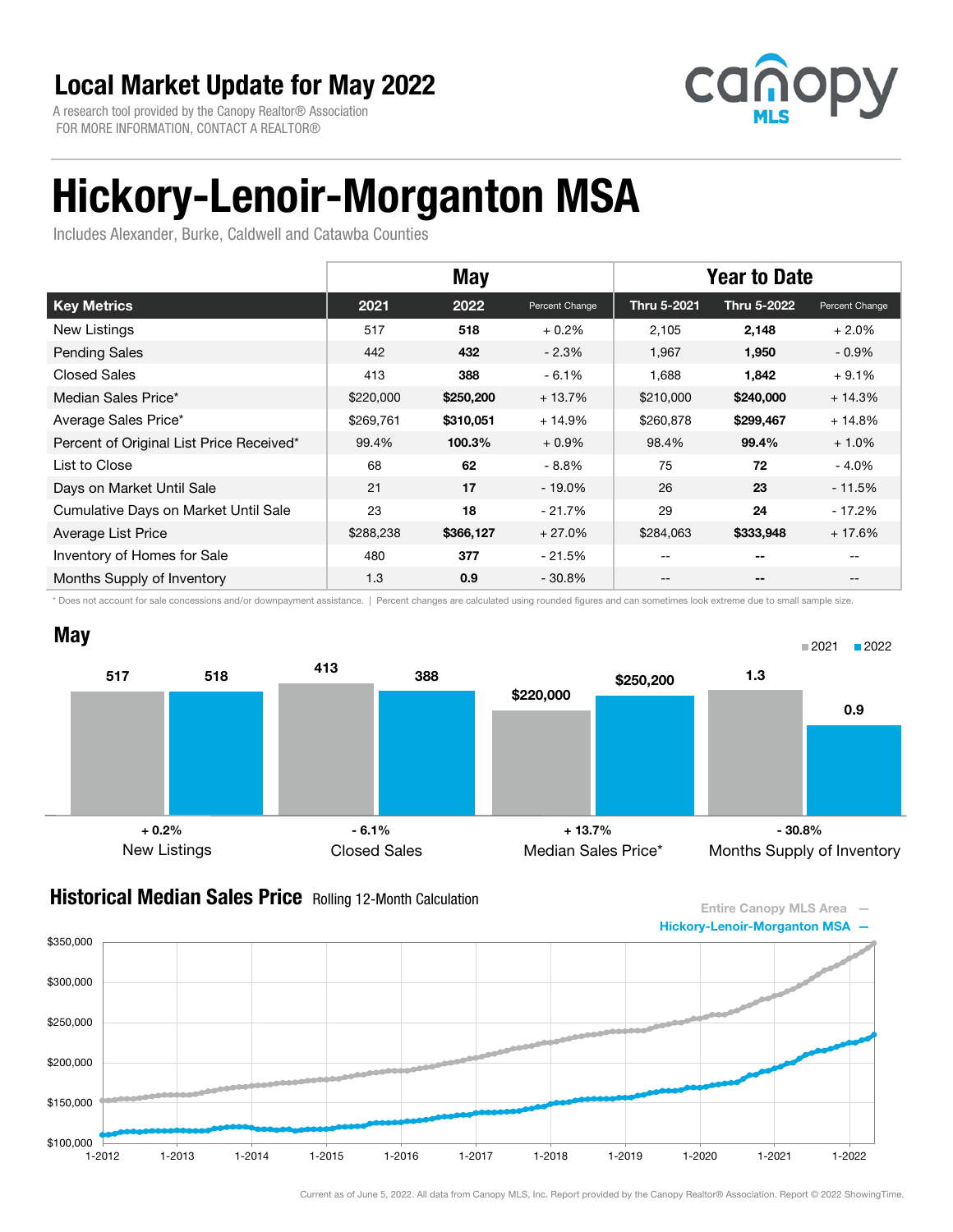# Local Market Update for May 2022

A research tool provided by the Canopy Realtor® Association
FOR MORE INFORMATION, CONTACT A REALTOR®

canopy MLS

# Hickory-Lenoir-Morganton MSA

Includes Alexander, Burke, Caldwell and Catawba Counties

| | May | | | Year to Date | | |
|---|---|---|---|---|---|---|
| **Key Metrics** | **2021** | **2022** | **Percent Change** | **Thru 5-2021** | **Thru 5-2022** | **Percent Change** |
| New Listings | 517 | **518** | + 0.2% | 2,105 | **2,148** | + 2.0% |
| Pending Sales | 442 | **432** | - 2.3% | 1,967 | **1,950** | - 0.9% |
| Closed Sales | 413 | **388** | - 6.1% | 1,688 | **1,842** | + 9.1% |
| Median Sales Price* | $220,000 | **$250,200** | + 13.7% | $210,000 | **$240,000** | + 14.3% |
| Average Sales Price* | $269,761 | **$310,051** | + 14.9% | $260,878 | **$299,467** | + 14.8% |
| Percent of Original List Price Received* | 99.4% | **100.3%** | + 0.9% | 98.4% | **99.4%** | + 1.0% |
| List to Close | 68 | **62** | - 8.8% | 75 | **72** | - 4.0% |
| Days on Market Until Sale | 21 | **17** | - 19.0% | 26 | **23** | - 11.5% |
| Cumulative Days on Market Until Sale | 23 | **18** | - 21.7% | 29 | **24** | - 17.2% |
| Average List Price | $288,238 | **$366,127** | + 27.0% | $284,063 | **$333,948** | + 17.6% |
| Inventory of Homes for Sale | 480 | **377** | - 21.5% | -- | **--** | -- |
| Months Supply of Inventory | 1.3 | **0.9** | - 30.8% | -- | **--** | -- |

\* Does not account for sale concessions and/or downpayment assistance. | Percent changes are calculated using rounded figures and can sometimes look extreme due to small sample size.

## May

2021 2022

517 518
+ 0.2%
New Listings

413 388
- 6.1%
Closed Sales

$220,000 $250,200
+ 13.7%
Median Sales Price*

1.3 0.9
- 30.8%
Months Supply of Inventory

## Historical Median Sales Price Rolling 12-Month Calculation

Entire Canopy MLS Area —
Hickory-Lenoir-Morganton MSA —

$350,000
$300,000
$250,000
$200,000
$150,000
$100,000

1-2012 1-2013 1-2014 1-2015 1-2016 1-2017 1-2018 1-2019 1-2020 1-2021 1-2022

Current as of June 5, 2022. All data from Canopy MLS, Inc. Report provided by the Canopy Realtor® Association. Report © 2022 ShowingTime.